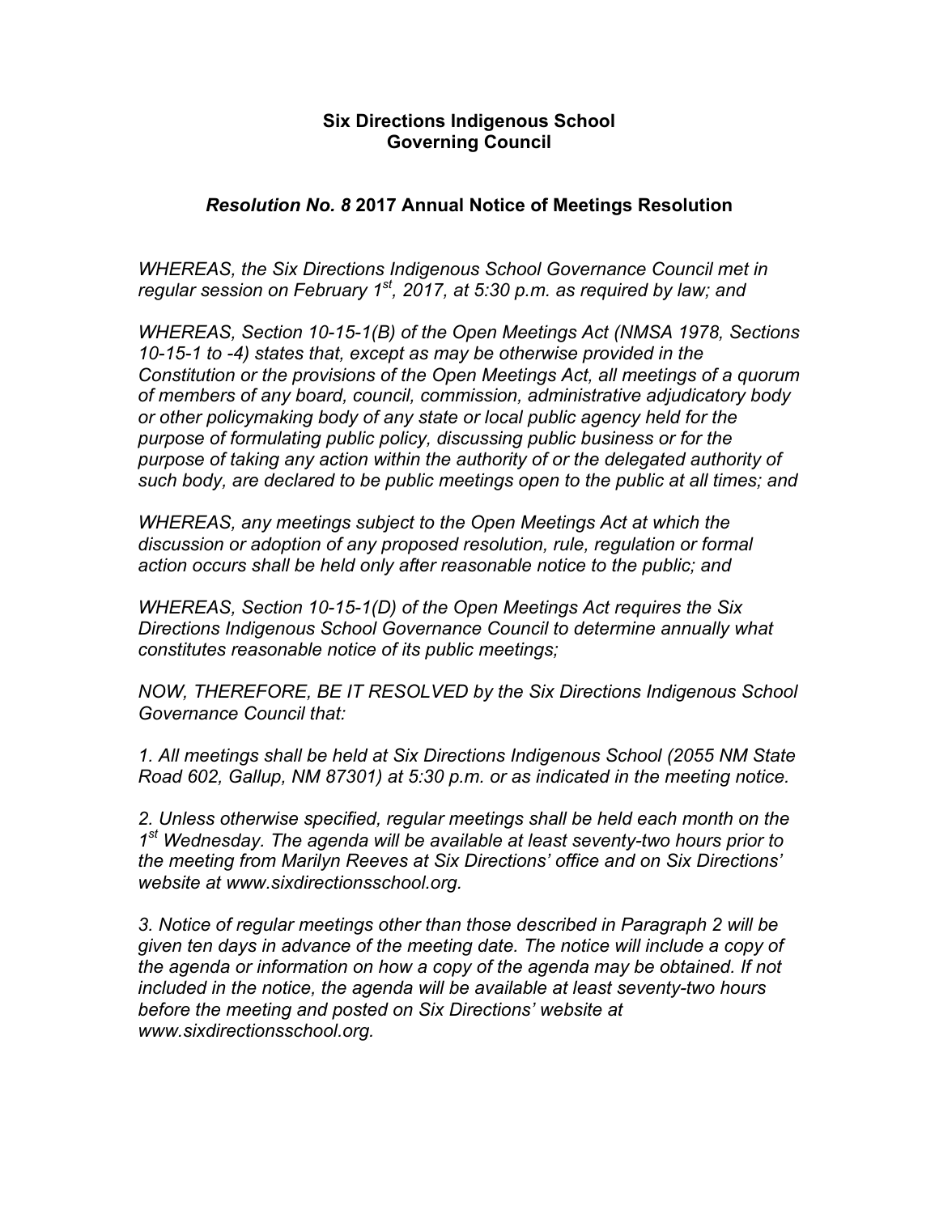**Six Directions Indigenous School**
**Governing Council**

***Resolution No. 8*** **2017 Annual Notice of Meetings Resolution**

*WHEREAS, the Six Directions Indigenous School Governance Council met in regular session on February 1st, 2017, at 5:30 p.m. as required by law; and*

*WHEREAS, Section 10-15-1(B) of the Open Meetings Act (NMSA 1978, Sections 10-15-1 to -4) states that, except as may be otherwise provided in the Constitution or the provisions of the Open Meetings Act, all meetings of a quorum of members of any board, council, commission, administrative adjudicatory body or other policymaking body of any state or local public agency held for the purpose of formulating public policy, discussing public business or for the purpose of taking any action within the authority of or the delegated authority of such body, are declared to be public meetings open to the public at all times; and*

*WHEREAS, any meetings subject to the Open Meetings Act at which the discussion or adoption of any proposed resolution, rule, regulation or formal action occurs shall be held only after reasonable notice to the public; and*

*WHEREAS, Section 10-15-1(D) of the Open Meetings Act requires the Six Directions Indigenous School Governance Council to determine annually what constitutes reasonable notice of its public meetings;*

*NOW, THEREFORE, BE IT RESOLVED by the Six Directions Indigenous School Governance Council that:*

*1. All meetings shall be held at Six Directions Indigenous School (2055 NM State Road 602, Gallup, NM 87301) at 5:30 p.m. or as indicated in the meeting notice.*

*2. Unless otherwise specified, regular meetings shall be held each month on the 1st Wednesday. The agenda will be available at least seventy-two hours prior to the meeting from Marilyn Reeves at Six Directions' office and on Six Directions' website at www.sixdirectionsschool.org.*

*3. Notice of regular meetings other than those described in Paragraph 2 will be given ten days in advance of the meeting date. The notice will include a copy of the agenda or information on how a copy of the agenda may be obtained. If not included in the notice, the agenda will be available at least seventy-two hours before the meeting and posted on Six Directions' website at www.sixdirectionsschool.org.*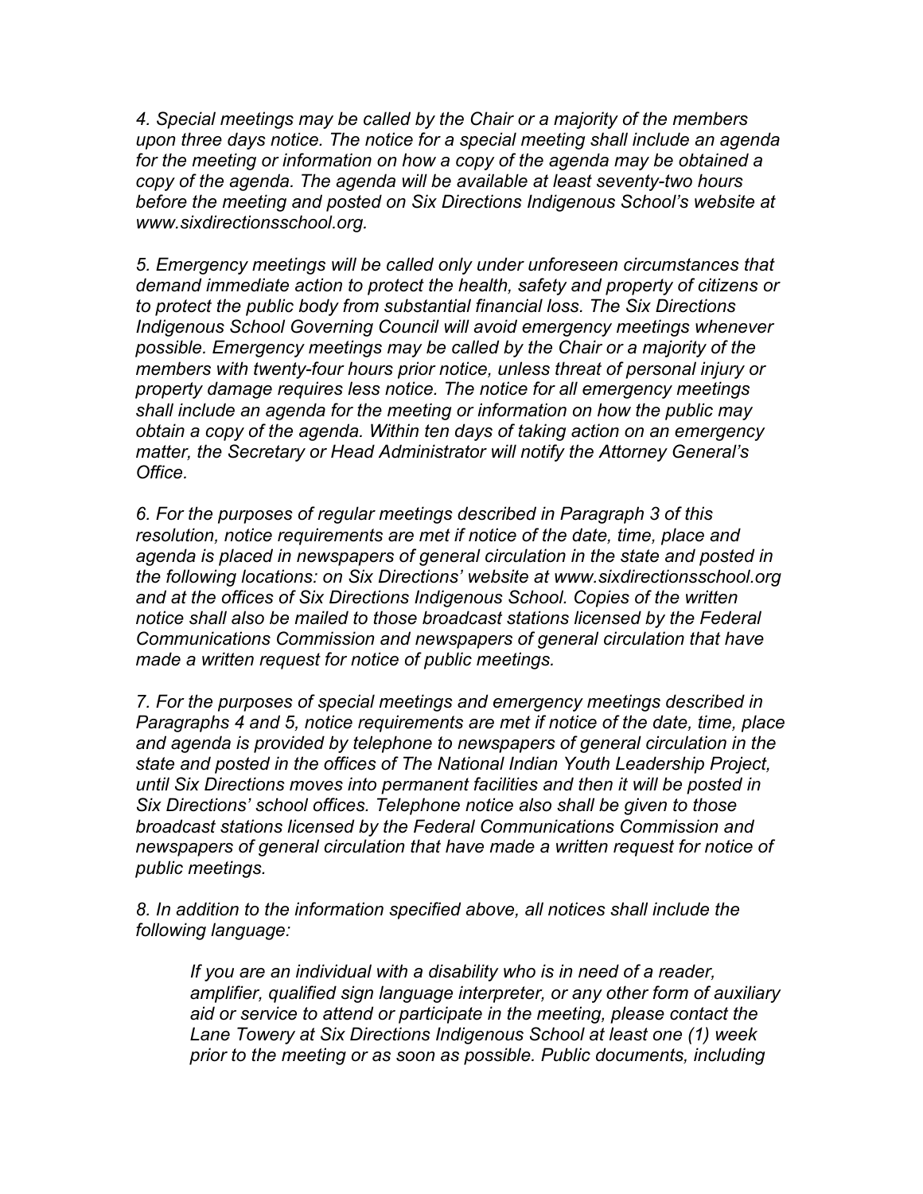*4. Special meetings may be called by the Chair or a majority of the members upon three days notice. The notice for a special meeting shall include an agenda for the meeting or information on how a copy of the agenda may be obtained a copy of the agenda. The agenda will be available at least seventy-two hours before the meeting and posted on Six Directions Indigenous School's website at www.sixdirectionsschool.org.*

*5. Emergency meetings will be called only under unforeseen circumstances that demand immediate action to protect the health, safety and property of citizens or to protect the public body from substantial financial loss. The Six Directions Indigenous School Governing Council will avoid emergency meetings whenever possible. Emergency meetings may be called by the Chair or a majority of the members with twenty-four hours prior notice, unless threat of personal injury or property damage requires less notice. The notice for all emergency meetings shall include an agenda for the meeting or information on how the public may obtain a copy of the agenda. Within ten days of taking action on an emergency matter, the Secretary or Head Administrator will notify the Attorney General's Office.*

*6. For the purposes of regular meetings described in Paragraph 3 of this resolution, notice requirements are met if notice of the date, time, place and agenda is placed in newspapers of general circulation in the state and posted in the following locations: on Six Directions' website at www.sixdirectionsschool.org and at the offices of Six Directions Indigenous School. Copies of the written notice shall also be mailed to those broadcast stations licensed by the Federal Communications Commission and newspapers of general circulation that have made a written request for notice of public meetings.*

*7. For the purposes of special meetings and emergency meetings described in Paragraphs 4 and 5, notice requirements are met if notice of the date, time, place and agenda is provided by telephone to newspapers of general circulation in the state and posted in the offices of The National Indian Youth Leadership Project, until Six Directions moves into permanent facilities and then it will be posted in Six Directions' school offices. Telephone notice also shall be given to those broadcast stations licensed by the Federal Communications Commission and newspapers of general circulation that have made a written request for notice of public meetings.*

*8. In addition to the information specified above, all notices shall include the following language:*

> *If you are an individual with a disability who is in need of a reader, amplifier, qualified sign language interpreter, or any other form of auxiliary aid or service to attend or participate in the meeting, please contact the Lane Towery at Six Directions Indigenous School at least one (1) week prior to the meeting or as soon as possible. Public documents, including*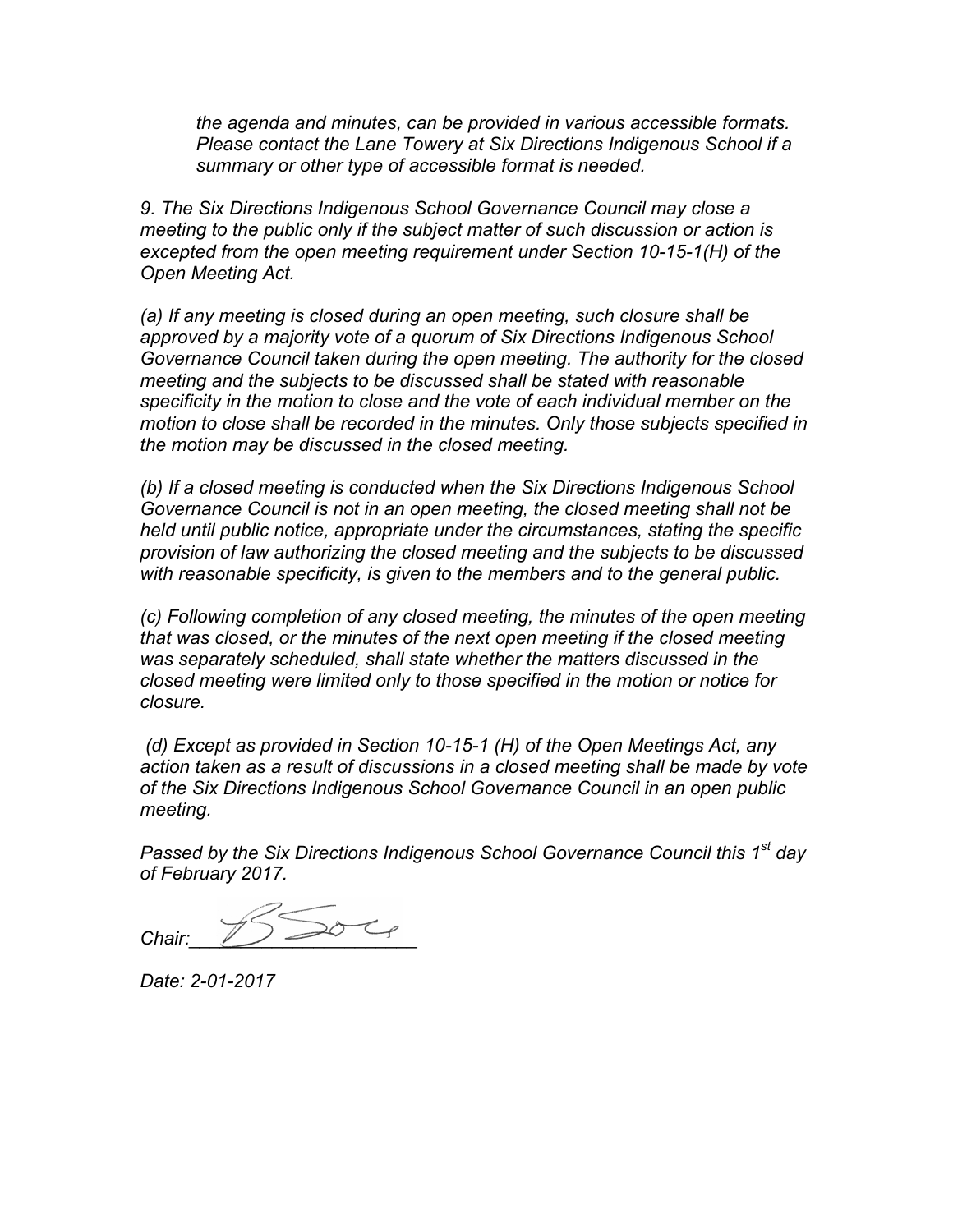*the agenda and minutes, can be provided in various accessible formats. Please contact the Lane Towery at Six Directions Indigenous School if a summary or other type of accessible format is needed.*

*9. The Six Directions Indigenous School Governance Council may close a meeting to the public only if the subject matter of such discussion or action is excepted from the open meeting requirement under Section 10-15-1(H) of the Open Meeting Act.*

*(a) If any meeting is closed during an open meeting, such closure shall be approved by a majority vote of a quorum of Six Directions Indigenous School Governance Council taken during the open meeting. The authority for the closed meeting and the subjects to be discussed shall be stated with reasonable specificity in the motion to close and the vote of each individual member on the motion to close shall be recorded in the minutes. Only those subjects specified in the motion may be discussed in the closed meeting.*

*(b) If a closed meeting is conducted when the Six Directions Indigenous School Governance Council is not in an open meeting, the closed meeting shall not be held until public notice, appropriate under the circumstances, stating the specific provision of law authorizing the closed meeting and the subjects to be discussed with reasonable specificity, is given to the members and to the general public.*

*(c) Following completion of any closed meeting, the minutes of the open meeting that was closed, or the minutes of the next open meeting if the closed meeting was separately scheduled, shall state whether the matters discussed in the closed meeting were limited only to those specified in the motion or notice for closure.*

*(d) Except as provided in Section 10-15-1 (H) of the Open Meetings Act, any action taken as a result of discussions in a closed meeting shall be made by vote of the Six Directions Indigenous School Governance Council in an open public meeting.*

*Passed by the Six Directions Indigenous School Governance Council this 1st day of February 2017.*

*Chair:*\_\_\_\_\_\_\_\_\_\_\_\_\_\_\_\_\_\_\_\_\_\_

*Date: 2-01-2017*